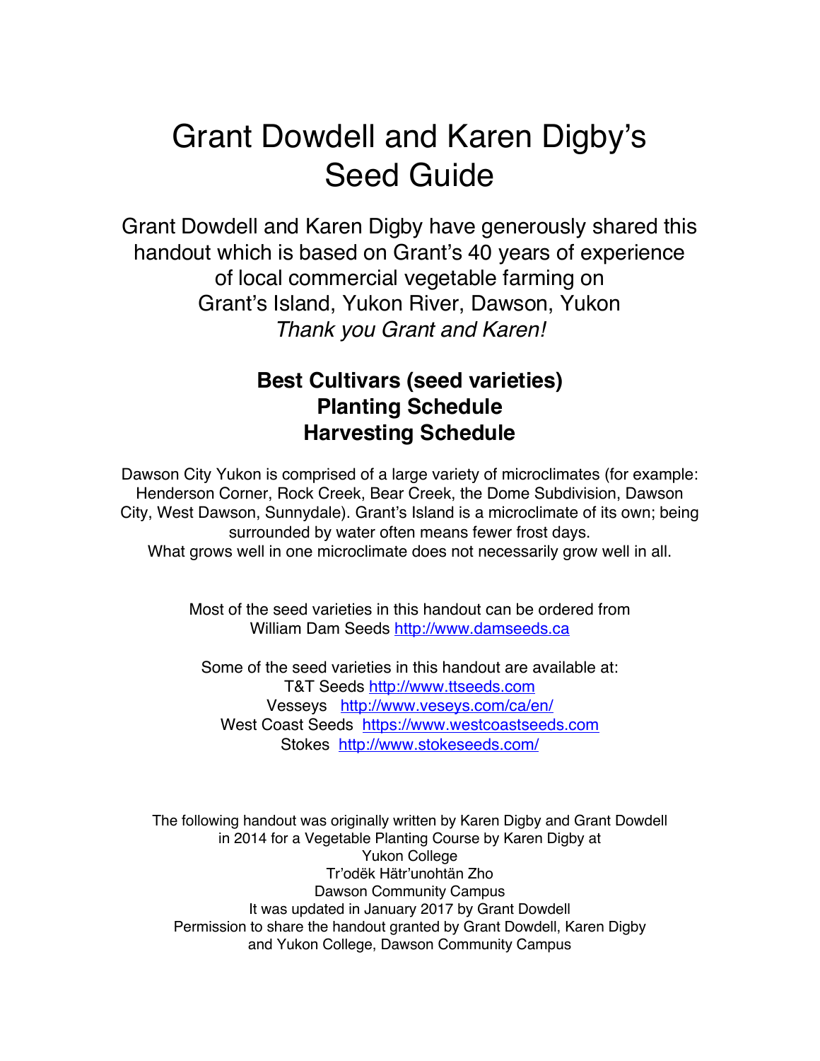# Grant Dowdell and Karen Digby's Seed Guide

Grant Dowdell and Karen Digby have generously shared this handout which is based on Grant's 40 years of experience of local commercial vegetable farming on Grant's Island, Yukon River, Dawson, Yukon

*Thank you Grant and Karen!*

## Best Cultivars (seed varieties)
## Planting Schedule
## Harvesting Schedule

Dawson City Yukon is comprised of a large variety of microclimates (for example: Henderson Corner, Rock Creek, Bear Creek, the Dome Subdivision, Dawson City, West Dawson, Sunnydale). Grant's Island is a microclimate of its own; being surrounded by water often means fewer frost days.
What grows well in one microclimate does not necessarily grow well in all.

Most of the seed varieties in this handout can be ordered from William Dam Seeds http://www.damseeds.ca

Some of the seed varieties in this handout are available at:
T&T Seeds http://www.ttseeds.com
Vesseys http://www.veseys.com/ca/en/
West Coast Seeds https://www.westcoastseeds.com
Stokes http://www.stokeseeds.com/

The following handout was originally written by Karen Digby and Grant Dowdell in 2014 for a Vegetable Planting Course by Karen Digby at
Yukon College
Tr'odëk Hätr'unohtän Zho
Dawson Community Campus
It was updated in January 2017 by Grant Dowdell
Permission to share the handout granted by Grant Dowdell, Karen Digby and Yukon College, Dawson Community Campus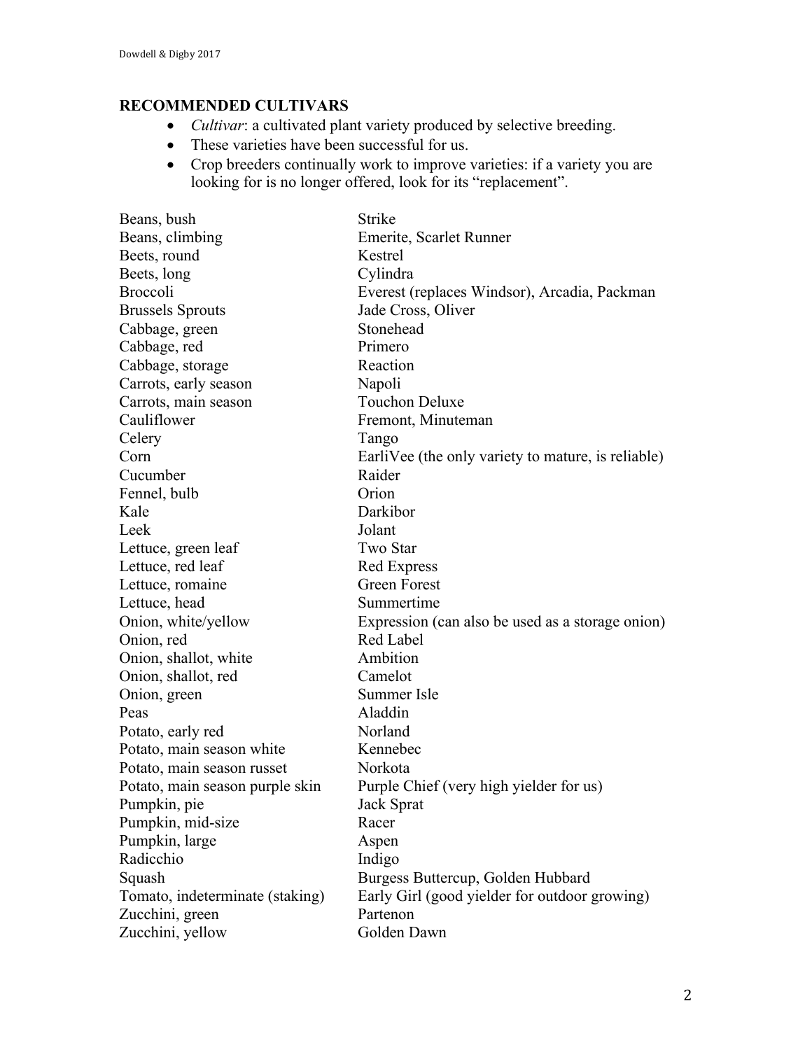## RECOMMENDED CULTIVARS

- *Cultivar*: a cultivated plant variety produced by selective breeding.
- These varieties have been successful for us.
- Crop breeders continually work to improve varieties: if a variety you are looking for is no longer offered, look for its "replacement".

| | |
|---|---|
| Beans, bush | Strike |
| Beans, climbing | Emerite, Scarlet Runner |
| Beets, round | Kestrel |
| Beets, long | Cylindra |
| Broccoli | Everest (replaces Windsor), Arcadia, Packman |
| Brussels Sprouts | Jade Cross, Oliver |
| Cabbage, green | Stonehead |
| Cabbage, red | Primero |
| Cabbage, storage | Reaction |
| Carrots, early season | Napoli |
| Carrots, main season | Touchon Deluxe |
| Cauliflower | Fremont, Minuteman |
| Celery | Tango |
| Corn | EarliVee (the only variety to mature, is reliable) |
| Cucumber | Raider |
| Fennel, bulb | Orion |
| Kale | Darkibor |
| Leek | Jolant |
| Lettuce, green leaf | Two Star |
| Lettuce, red leaf | Red Express |
| Lettuce, romaine | Green Forest |
| Lettuce, head | Summertime |
| Onion, white/yellow | Expression (can also be used as a storage onion) |
| Onion, red | Red Label |
| Onion, shallot, white | Ambition |
| Onion, shallot, red | Camelot |
| Onion, green | Summer Isle |
| Peas | Aladdin |
| Potato, early red | Norland |
| Potato, main season white | Kennebec |
| Potato, main season russet | Norkota |
| Potato, main season purple skin | Purple Chief (very high yielder for us) |
| Pumpkin, pie | Jack Sprat |
| Pumpkin, mid-size | Racer |
| Pumpkin, large | Aspen |
| Radicchio | Indigo |
| Squash | Burgess Buttercup, Golden Hubbard |
| Tomato, indeterminate (staking) | Early Girl (good yielder for outdoor growing) |
| Zucchini, green | Partenon |
| Zucchini, yellow | Golden Dawn |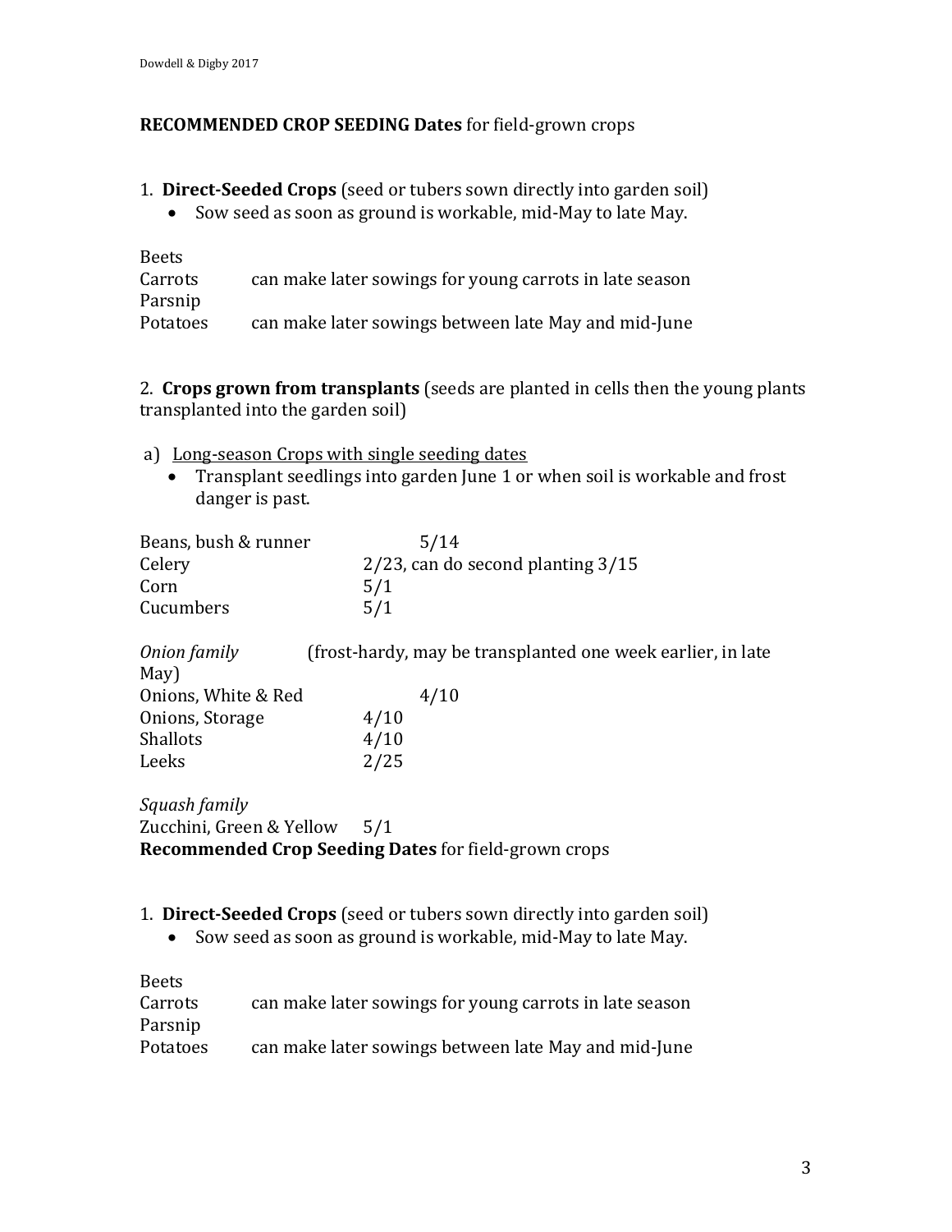**RECOMMENDED CROP SEEDING Dates** for field-grown crops

1. **Direct-Seeded Crops** (seed or tubers sown directly into garden soil)
   - Sow seed as soon as ground is workable, mid-May to late May.

| | |
|---|---|
| Beets | |
| Carrots | can make later sowings for young carrots in late season |
| Parsnip | |
| Potatoes | can make later sowings between late May and mid-June |

2. **Crops grown from transplants** (seeds are planted in cells then the young plants transplanted into the garden soil)

a) Long-season Crops with single seeding dates
   - Transplant seedlings into garden June 1 or when soil is workable and frost danger is past.

| | |
|---|---|
| Beans, bush & runner | 5/14 |
| Celery | 2/23, can do second planting 3/15 |
| Corn | 5/1 |
| Cucumbers | 5/1 |

*Onion family* (frost-hardy, may be transplanted one week earlier, in late May)

| | |
|---|---|
| Onions, White & Red | 4/10 |
| Onions, Storage | 4/10 |
| Shallots | 4/10 |
| Leeks | 2/25 |

*Squash family*

| | |
|---|---|
| Zucchini, Green & Yellow | 5/1 |

**Recommended Crop Seeding Dates** for field-grown crops

1. **Direct-Seeded Crops** (seed or tubers sown directly into garden soil)
   - Sow seed as soon as ground is workable, mid-May to late May.

| | |
|---|---|
| Beets | |
| Carrots | can make later sowings for young carrots in late season |
| Parsnip | |
| Potatoes | can make later sowings between late May and mid-June |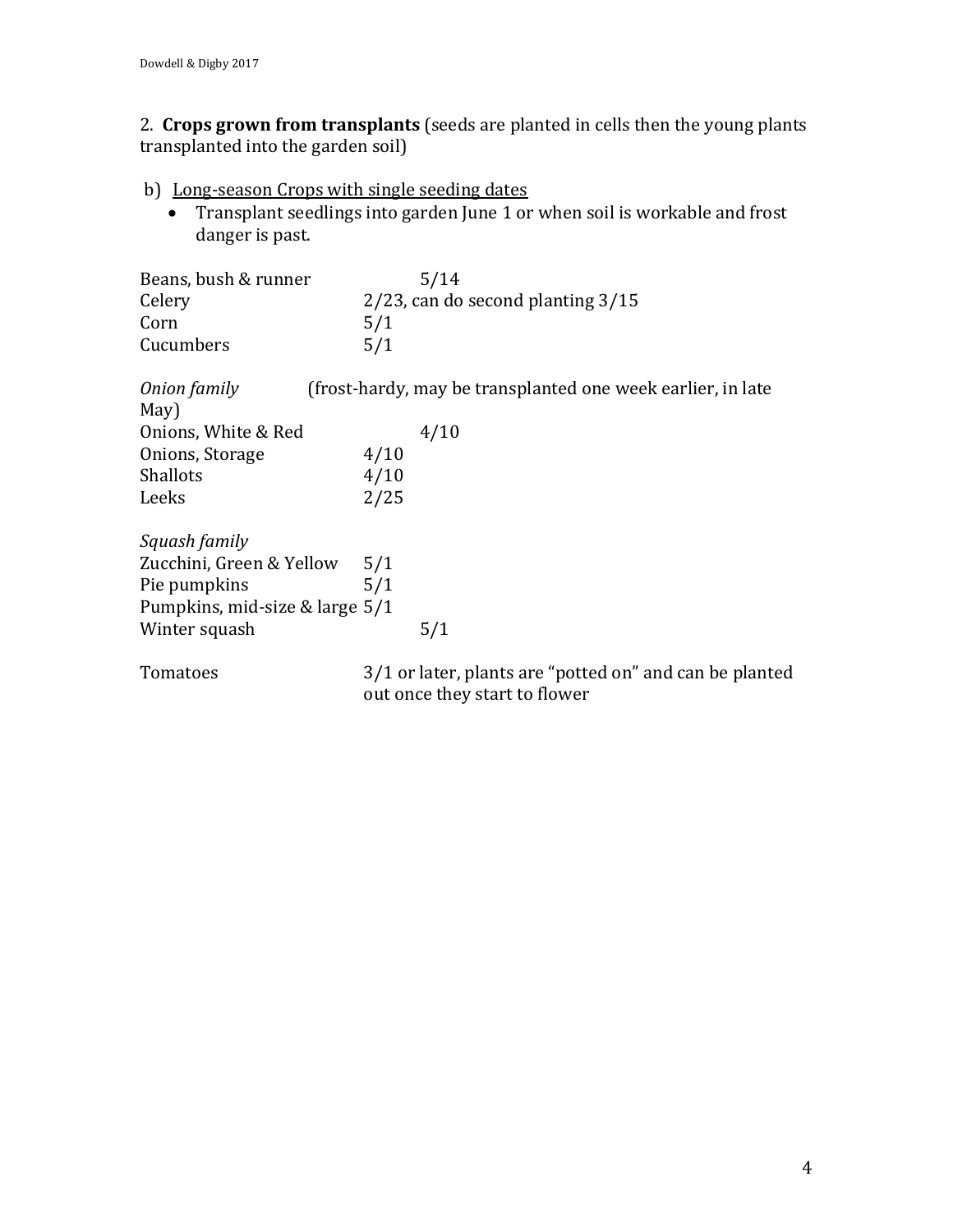2. **Crops grown from transplants** (seeds are planted in cells then the young plants transplanted into the garden soil)

b) <u>Long-season Crops with single seeding dates</u>

- Transplant seedlings into garden June 1 or when soil is workable and frost danger is past.

| | |
|---|---|
| Beans, bush & runner | 5/14 |
| Celery | 2/23, can do second planting 3/15 |
| Corn | 5/1 |
| Cucumbers | 5/1 |

*Onion family* (frost-hardy, may be transplanted one week earlier, in late May)

| | |
|---|---|
| Onions, White & Red | 4/10 |
| Onions, Storage | 4/10 |
| Shallots | 4/10 |
| Leeks | 2/25 |

*Squash family*

| | |
|---|---|
| Zucchini, Green & Yellow | 5/1 |
| Pie pumpkins | 5/1 |
| Pumpkins, mid-size & large | 5/1 |
| Winter squash | 5/1 |

| | |
|---|---|
| Tomatoes | 3/1 or later, plants are "potted on" and can be planted out once they start to flower |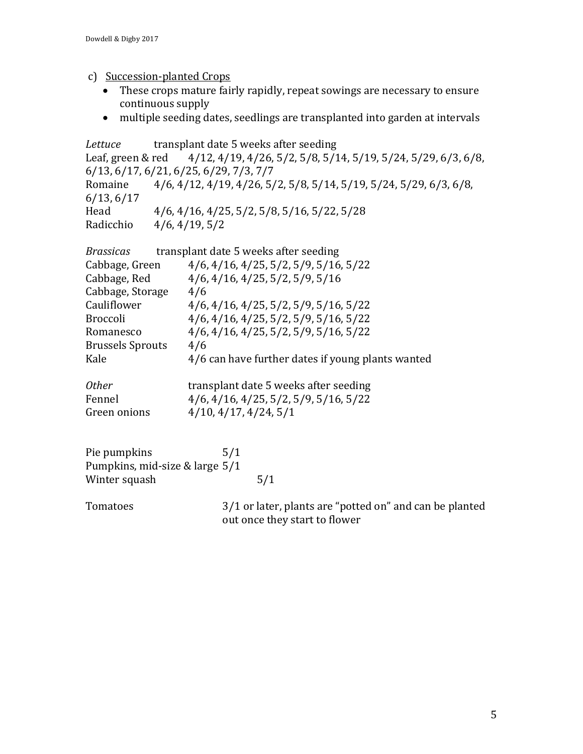c) Succession-planted Crops

- These crops mature fairly rapidly, repeat sowings are necessary to ensure continuous supply
- multiple seeding dates, seedlings are transplanted into garden at intervals

*Lettuce* transplant date 5 weeks after seeding

Leaf, green & red 4/12, 4/19, 4/26, 5/2, 5/8, 5/14, 5/19, 5/24, 5/29, 6/3, 6/8, 6/13, 6/17, 6/21, 6/25, 6/29, 7/3, 7/7

Romaine 4/6, 4/12, 4/19, 4/26, 5/2, 5/8, 5/14, 5/19, 5/24, 5/29, 6/3, 6/8, 6/13, 6/17

Head 4/6, 4/16, 4/25, 5/2, 5/8, 5/16, 5/22, 5/28

Radicchio 4/6, 4/19, 5/2

| *Brassicas* | transplant date 5 weeks after seeding |
| --- | --- |
| Cabbage, Green | 4/6, 4/16, 4/25, 5/2, 5/9, 5/16, 5/22 |
| Cabbage, Red | 4/6, 4/16, 4/25, 5/2, 5/9, 5/16 |
| Cabbage, Storage | 4/6 |
| Cauliflower | 4/6, 4/16, 4/25, 5/2, 5/9, 5/16, 5/22 |
| Broccoli | 4/6, 4/16, 4/25, 5/2, 5/9, 5/16, 5/22 |
| Romanesco | 4/6, 4/16, 4/25, 5/2, 5/9, 5/16, 5/22 |
| Brussels Sprouts | 4/6 |
| Kale | 4/6 can have further dates if young plants wanted |

| *Other* | transplant date 5 weeks after seeding |
| --- | --- |
| Fennel | 4/6, 4/16, 4/25, 5/2, 5/9, 5/16, 5/22 |
| Green onions | 4/10, 4/17, 4/24, 5/1 |

Pie pumpkins 5/1

Pumpkins, mid-size & large 5/1

Winter squash 5/1

Tomatoes 3/1 or later, plants are "potted on" and can be planted out once they start to flower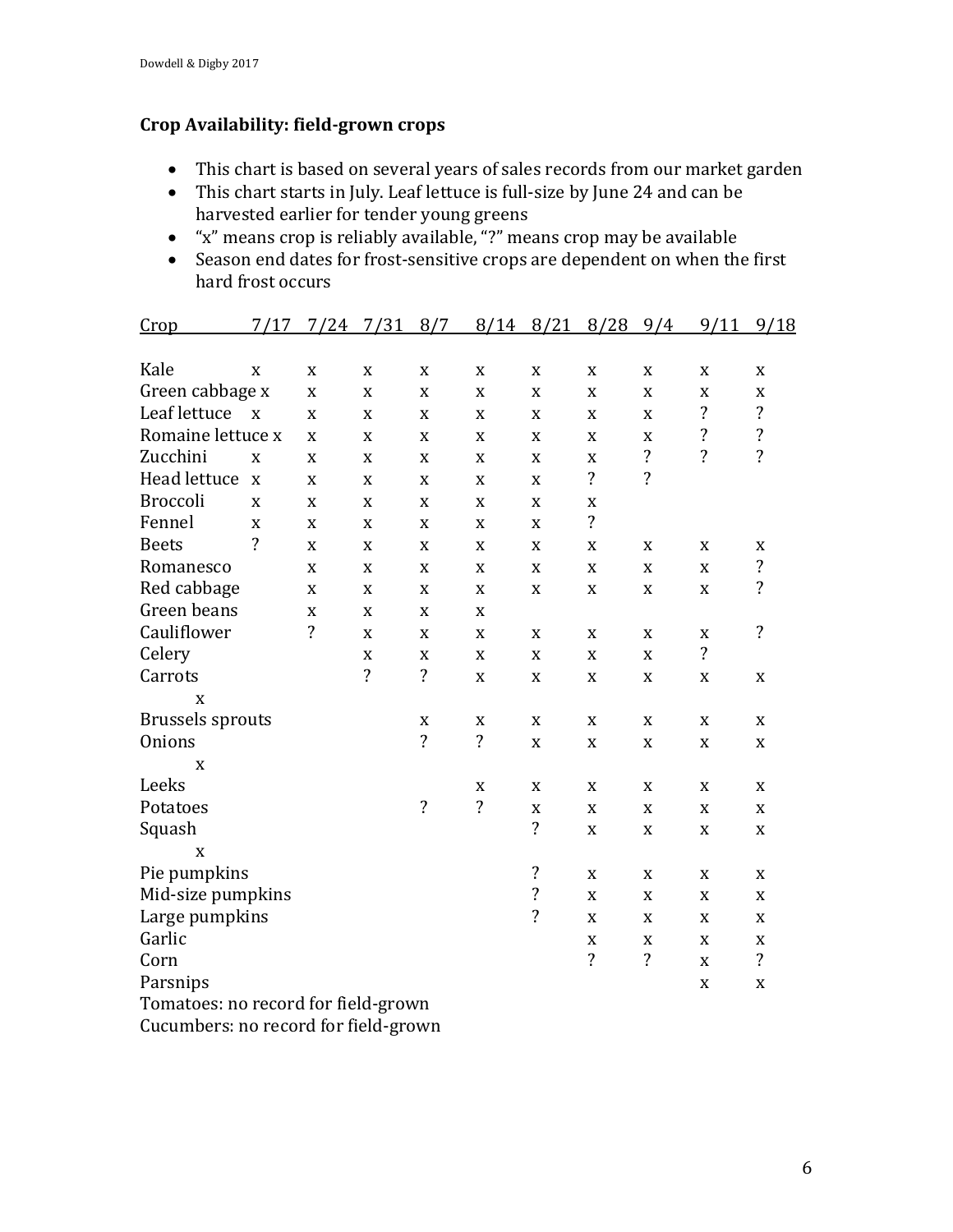**Crop Availability: field-grown crops**

- This chart is based on several years of sales records from our market garden
- This chart starts in July. Leaf lettuce is full-size by June 24 and can be harvested earlier for tender young greens
- "x" means crop is reliably available, "?" means crop may be available
- Season end dates for frost-sensitive crops are dependent on when the first hard frost occurs

| Crop | 7/17 | 7/24 | 7/31 | 8/7 | 8/14 | 8/21 | 8/28 | 9/4 | 9/11 | 9/18 | |
|---|---|---|---|---|---|---|---|---|---|---|---|
| Kale | x | x | x | x | x | x | x | x | x | x | |
| Green cabbage | x | x | x | x | x | x | x | x | x | x | |
| Leaf lettuce | x | x | x | x | x | x | x | x | ? | ? | |
| Romaine lettuce | x | x | x | x | x | x | x | x | ? | ? | |
| Zucchini | x | x | x | x | x | x | x | ? | ? | ? | |
| Head lettuce | x | x | x | x | x | x | ? | ? | | | |
| Broccoli | x | x | x | x | x | x | x | | | | |
| Fennel | x | x | x | x | x | x | ? | | | | |
| Beets | ? | x | x | x | x | x | x | x | x | x | |
| Romanesco | | x | x | x | x | x | x | x | x | ? | |
| Red cabbage | | x | x | x | x | x | x | x | x | ? | |
| Green beans | | x | x | x | x | | | | | | |
| Cauliflower | | ? | x | x | x | x | x | x | x | ? | |
| Celery | | | x | x | x | x | x | x | ? | | |
| Carrots | | | ? | ? | x | x | x | x | x | x | x |
| Brussels sprouts | | | | x | x | x | x | x | x | x | |
| Onions | | | | ? | ? | x | x | x | x | x | x |
| Leeks | | | | | x | x | x | x | x | x | |
| Potatoes | | | | ? | ? | x | x | x | x | x | |
| Squash | | | | | | ? | x | x | x | x | x |
| Pie pumpkins | | | | | | ? | x | x | x | x | |
| Mid-size pumpkins | | | | | | ? | x | x | x | x | |
| Large pumpkins | | | | | | ? | x | x | x | x | |
| Garlic | | | | | | | x | x | x | x | |
| Corn | | | | | | | ? | ? | x | ? | |
| Parsnips | | | | | | | | | x | x | |

Tomatoes: no record for field-grown

Cucumbers: no record for field-grown